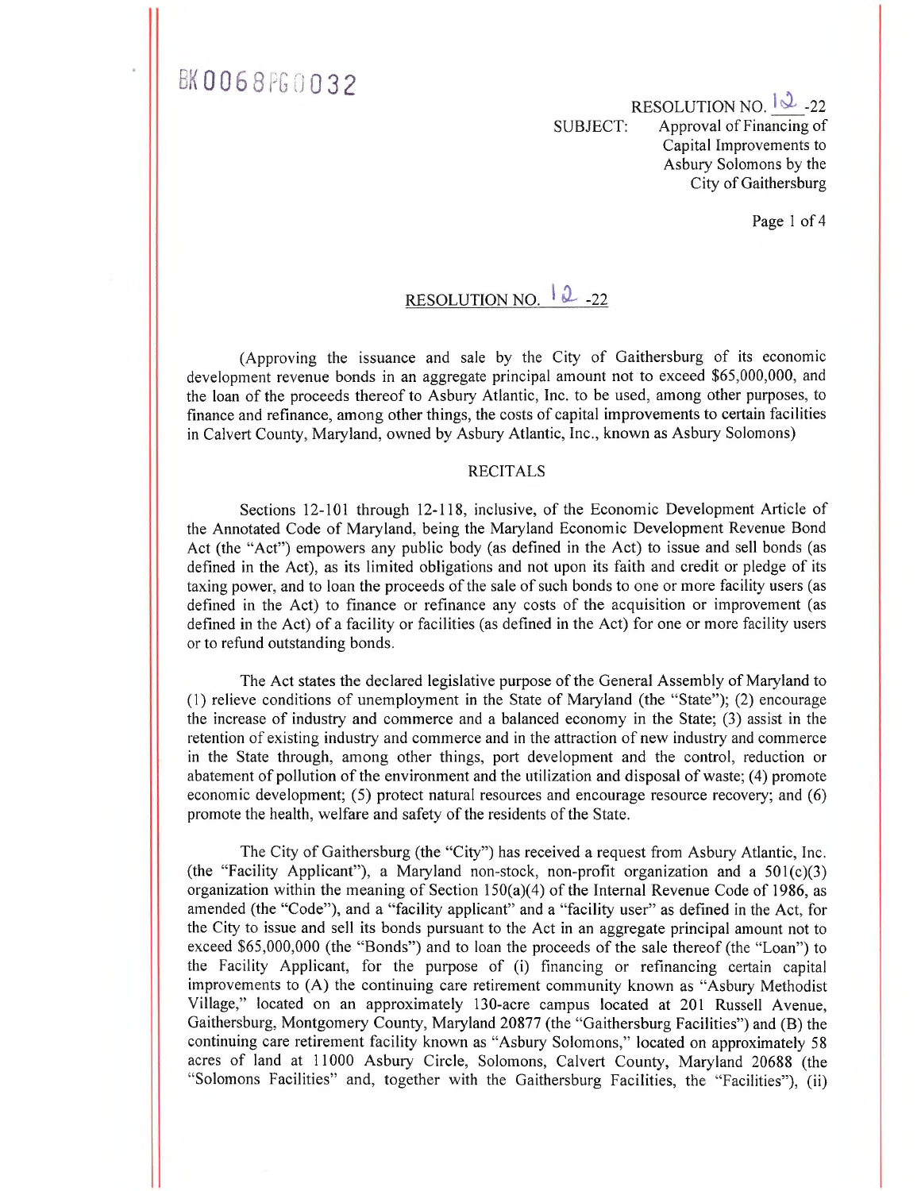BK0068PG0032

RESOLUTION NO. 12-22
SUBJECT: Approval of Financing of Capital Improvements to Asbury Solomons by the City of Gaithersburg

RESOLUTION NO. 12-22

(Approving the issuance and sale by the City of Gaithersburg of its economic development revenue bonds in an aggregate principal amount not to exceed $65,000,000, and the loan of the proceeds thereof to Asbury Atlantic, Inc. to be used, among other purposes, to finance and refinance, among other things, the costs of capital improvements to certain facilities in Calvert County, Maryland, owned by Asbury Atlantic, Inc., known as Asbury Solomons)

RECITALS

Sections 12-101 through 12-118, inclusive, of the Economic Development Article of the Annotated Code of Maryland, being the Maryland Economic Development Revenue Bond Act (the "Act") empowers any public body (as defined in the Act) to issue and sell bonds (as defined in the Act), as its limited obligations and not upon its faith and credit or pledge of its taxing power, and to loan the proceeds of the sale of such bonds to one or more facility users (as defined in the Act) to finance or refinance any costs of the acquisition or improvement (as defined in the Act) of a facility or facilities (as defined in the Act) for one or more facility users or to refund outstanding bonds.

The Act states the declared legislative purpose of the General Assembly of Maryland to (1) relieve conditions of unemployment in the State of Maryland (the "State"); (2) encourage the increase of industry and commerce and a balanced economy in the State; (3) assist in the retention of existing industry and commerce and in the attraction of new industry and commerce in the State through, among other things, port development and the control, reduction or abatement of pollution of the environment and the utilization and disposal of waste; (4) promote economic development; (5) protect natural resources and encourage resource recovery; and (6) promote the health, welfare and safety of the residents of the State.

The City of Gaithersburg (the "City") has received a request from Asbury Atlantic, Inc. (the "Facility Applicant"), a Maryland non-stock, non-profit organization and a 501(c)(3) organization within the meaning of Section 150(a)(4) of the Internal Revenue Code of 1986, as amended (the "Code"), and a "facility applicant" and a "facility user" as defined in the Act, for the City to issue and sell its bonds pursuant to the Act in an aggregate principal amount not to exceed $65,000,000 (the "Bonds") and to loan the proceeds of the sale thereof (the "Loan") to the Facility Applicant, for the purpose of (i) financing or refinancing certain capital improvements to (A) the continuing care retirement community known as "Asbury Methodist Village," located on an approximately 130-acre campus located at 201 Russell Avenue, Gaithersburg, Montgomery County, Maryland 20877 (the "Gaithersburg Facilities") and (B) the continuing care retirement facility known as "Asbury Solomons," located on approximately 58 acres of land at 11000 Asbury Circle, Solomons, Calvert County, Maryland 20688 (the "Solomons Facilities" and, together with the Gaithersburg Facilities, the "Facilities"), (ii)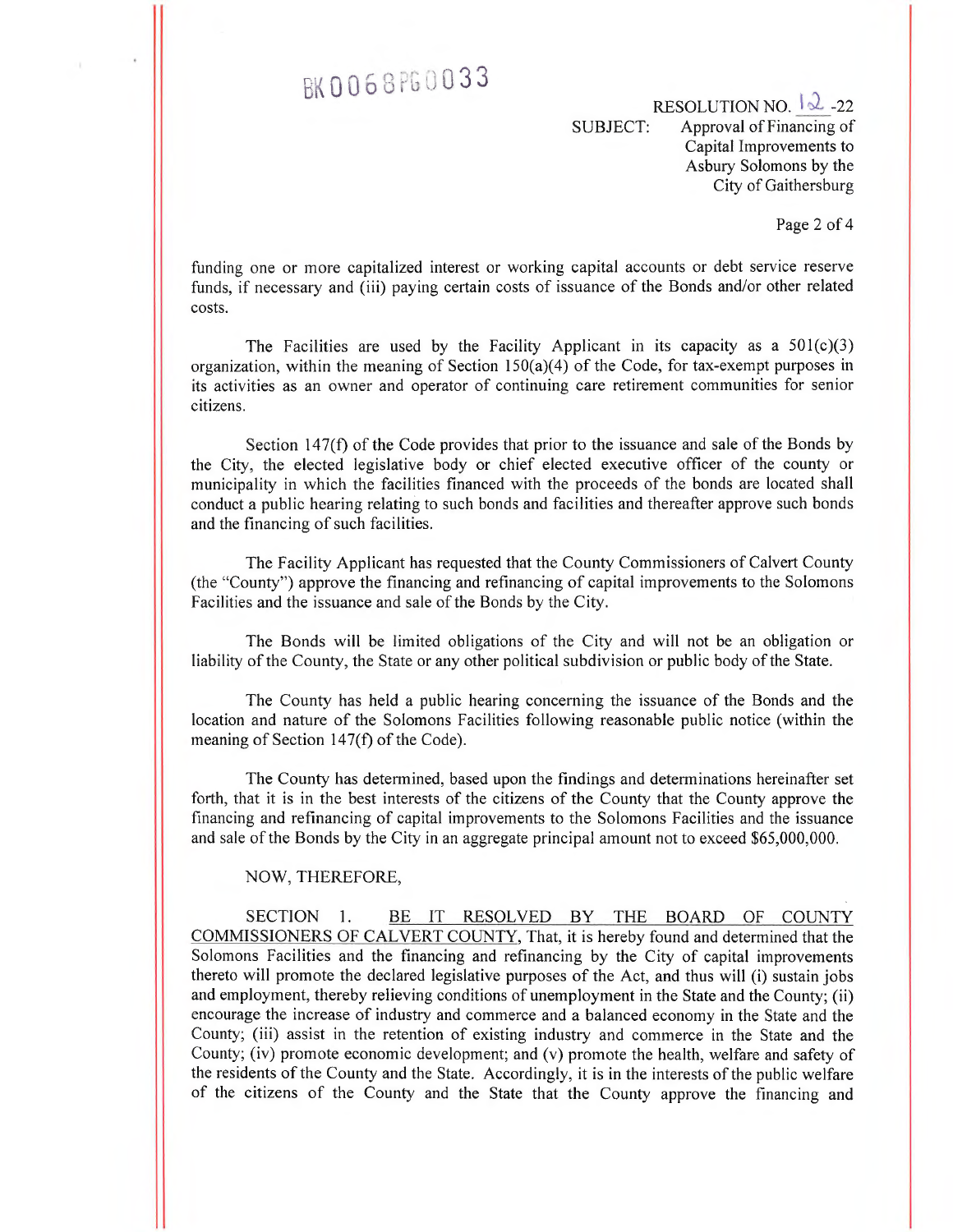funding one or more capitalized interest or working capital accounts or debt service reserve funds, if necessary and (iii) paying certain costs of issuance of the Bonds and/or other related costs.

The Facilities are used by the Facility Applicant in its capacity as a 501(c)(3) organization, within the meaning of Section 150(a)(4) of the Code, for tax-exempt purposes in its activities as an owner and operator of continuing care retirement communities for senior citizens.

Section 147(f) of the Code provides that prior to the issuance and sale of the Bonds by the City, the elected legislative body or chief elected executive officer of the county or municipality in which the facilities financed with the proceeds of the bonds are located shall conduct a public hearing relating to such bonds and facilities and thereafter approve such bonds and the financing of such facilities.

The Facility Applicant has requested that the County Commissioners of Calvert County (the "County") approve the financing and refinancing of capital improvements to the Solomons Facilities and the issuance and sale of the Bonds by the City.

The Bonds will be limited obligations of the City and will not be an obligation or liability of the County, the State or any other political subdivision or public body of the State.

The County has held a public hearing concerning the issuance of the Bonds and the location and nature of the Solomons Facilities following reasonable public notice (within the meaning of Section 147(f) of the Code).

The County has determined, based upon the findings and determinations hereinafter set forth, that it is in the best interests of the citizens of the County that the County approve the financing and refinancing of capital improvements to the Solomons Facilities and the issuance and sale of the Bonds by the City in an aggregate principal amount not to exceed $65,000,000.

NOW, THEREFORE,

SECTION 1. BE IT RESOLVED BY THE BOARD OF COUNTY COMMISSIONERS OF CALVERT COUNTY, That, it is hereby found and determined that the Solomons Facilities and the financing and refinancing by the City of capital improvements thereto will promote the declared legislative purposes of the Act, and thus will (i) sustain jobs and employment, thereby relieving conditions of unemployment in the State and the County; (ii) encourage the increase of industry and commerce and a balanced economy in the State and the County; (iii) assist in the retention of existing industry and commerce in the State and the County; (iv) promote economic development; and (v) promote the health, welfare and safety of the residents of the County and the State. Accordingly, it is in the interests of the public welfare of the citizens of the County and the State that the County approve the financing and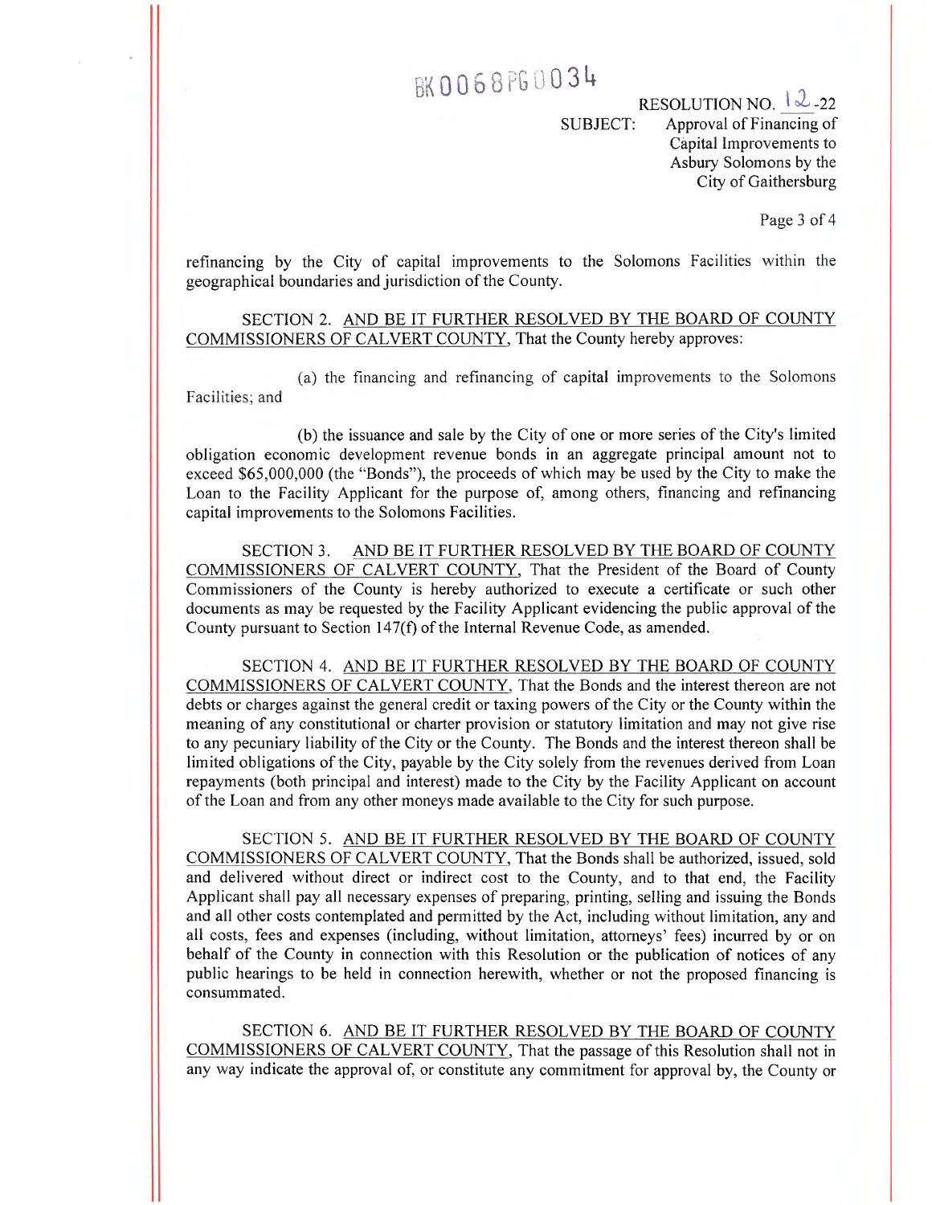refinancing by the City of capital improvements to the Solomons Facilities within the geographical boundaries and jurisdiction of the County.

SECTION 2. AND BE IT FURTHER RESOLVED BY THE BOARD OF COUNTY COMMISSIONERS OF CALVERT COUNTY, That the County hereby approves:

(a) the financing and refinancing of capital improvements to the Solomons Facilities; and

(b) the issuance and sale by the City of one or more series of the City's limited obligation economic development revenue bonds in an aggregate principal amount not to exceed $65,000,000 (the "Bonds"), the proceeds of which may be used by the City to make the Loan to the Facility Applicant for the purpose of, among others, financing and refinancing capital improvements to the Solomons Facilities.

SECTION 3. AND BE IT FURTHER RESOLVED BY THE BOARD OF COUNTY COMMISSIONERS OF CALVERT COUNTY, That the President of the Board of County Commissioners of the County is hereby authorized to execute a certificate or such other documents as may be requested by the Facility Applicant evidencing the public approval of the County pursuant to Section 147(f) of the Internal Revenue Code, as amended.

SECTION 4. AND BE IT FURTHER RESOLVED BY THE BOARD OF COUNTY COMMISSIONERS OF CALVERT COUNTY, That the Bonds and the interest thereon are not debts or charges against the general credit or taxing powers of the City or the County within the meaning of any constitutional or charter provision or statutory limitation and may not give rise to any pecuniary liability of the City or the County. The Bonds and the interest thereon shall be limited obligations of the City, payable by the City solely from the revenues derived from Loan repayments (both principal and interest) made to the City by the Facility Applicant on account of the Loan and from any other moneys made available to the City for such purpose.

SECTION 5. AND BE IT FURTHER RESOLVED BY THE BOARD OF COUNTY COMMISSIONERS OF CALVERT COUNTY, That the Bonds shall be authorized, issued, sold and delivered without direct or indirect cost to the County, and to that end, the Facility Applicant shall pay all necessary expenses of preparing, printing, selling and issuing the Bonds and all other costs contemplated and permitted by the Act, including without limitation, any and all costs, fees and expenses (including, without limitation, attorneys' fees) incurred by or on behalf of the County in connection with this Resolution or the publication of notices of any public hearings to be held in connection herewith, whether or not the proposed financing is consummated.

SECTION 6. AND BE IT FURTHER RESOLVED BY THE BOARD OF COUNTY COMMISSIONERS OF CALVERT COUNTY, That the passage of this Resolution shall not in any way indicate the approval of, or constitute any commitment for approval by, the County or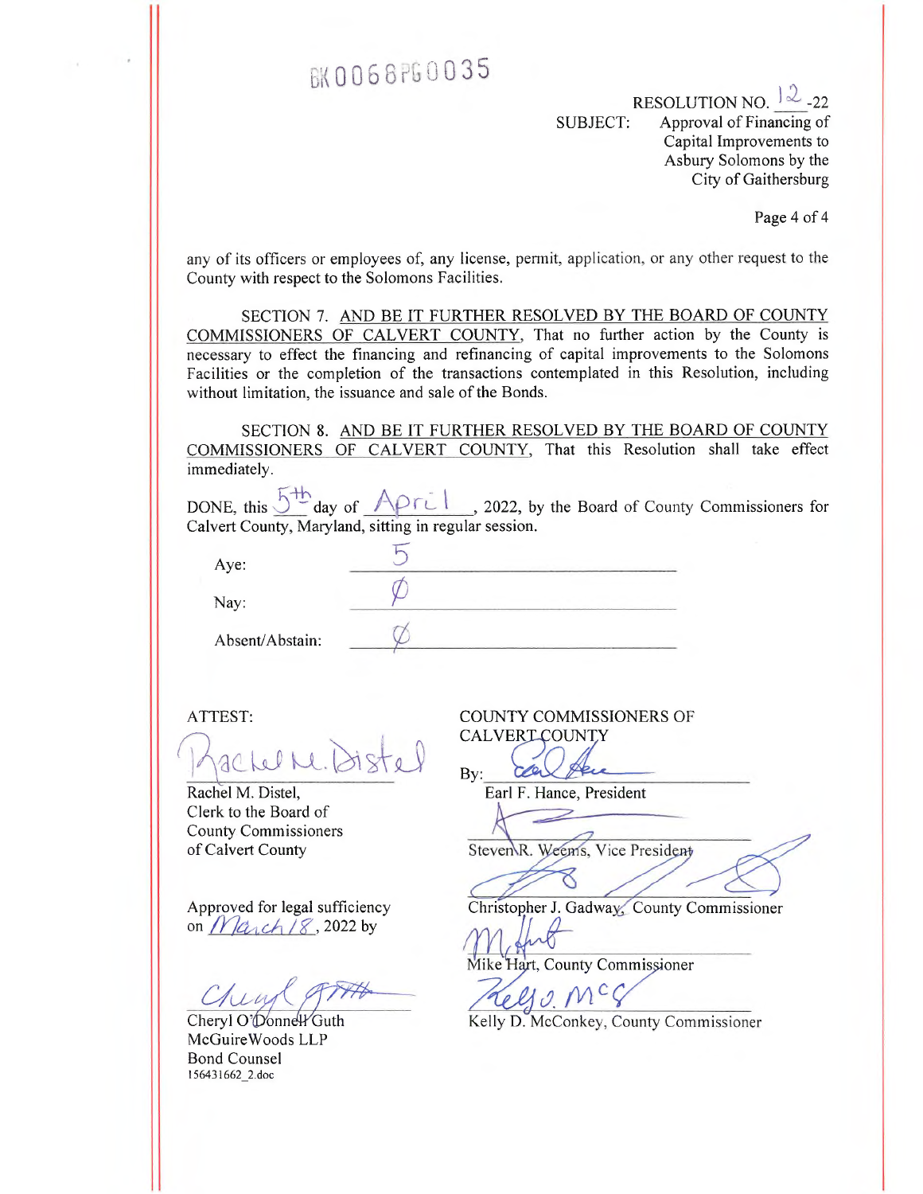BK0068PG0035

RESOLUTION NO. 12-22
SUBJECT: Approval of Financing of Capital Improvements to Asbury Solomons by the City of Gaithersburg

any of its officers or employees of, any license, permit, application, or any other request to the County with respect to the Solomons Facilities.

SECTION 7. AND BE IT FURTHER RESOLVED BY THE BOARD OF COUNTY COMMISSIONERS OF CALVERT COUNTY, That no further action by the County is necessary to effect the financing and refinancing of capital improvements to the Solomons Facilities or the completion of the transactions contemplated in this Resolution, including without limitation, the issuance and sale of the Bonds.

SECTION 8. AND BE IT FURTHER RESOLVED BY THE BOARD OF COUNTY COMMISSIONERS OF CALVERT COUNTY, That this Resolution shall take effect immediately.

DONE, this 5th day of April, 2022, by the Board of County Commissioners for Calvert County, Maryland, sitting in regular session.

Aye: 5

Nay: Ø

Absent/Abstain: Ø

ATTEST:

Rachel M. Distel,
Clerk to the Board of County Commissioners of Calvert County

Approved for legal sufficiency on March 18, 2022 by

Cheryl O'Donnell Guth
McGuireWoods LLP
Bond Counsel
156431662_2.doc

COUNTY COMMISSIONERS OF CALVERT COUNTY

By: Earl F. Hance, President

Steven R. Weems, Vice President

Christopher J. Gadway, County Commissioner

Mike Hart, County Commissioner

Kelly D. McConkey, County Commissioner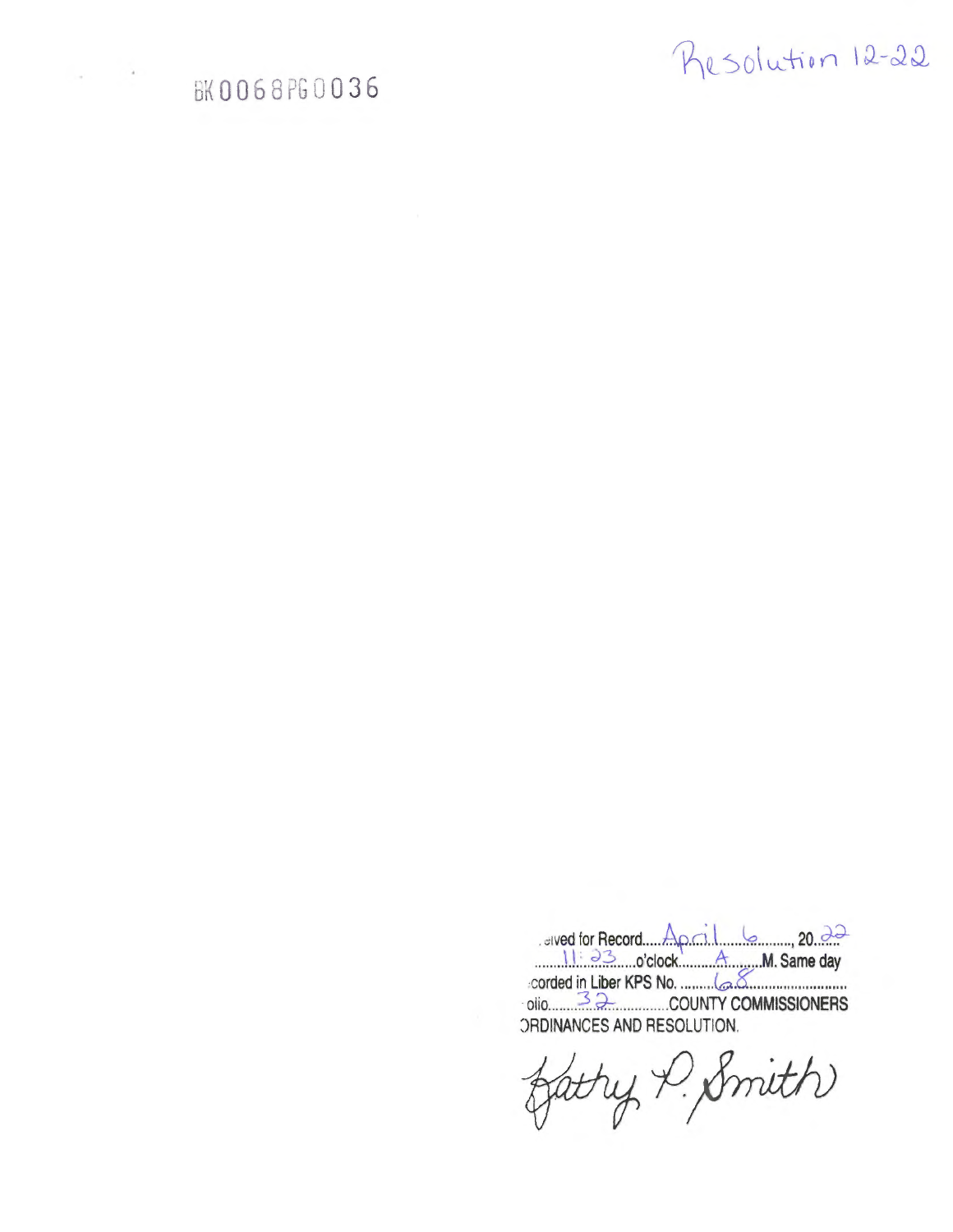BK0068PG0036

Resolution 12-22

...eived for Record.....April 6......., 20.22
.....11:23.....o'clock.........A.........M. Same day
...corded in Liber KPS No. .........68.........................
...olio.......32...................COUNTY COMMISSIONERS
...ORDINANCES AND RESOLUTION.

Kathy P. Smith